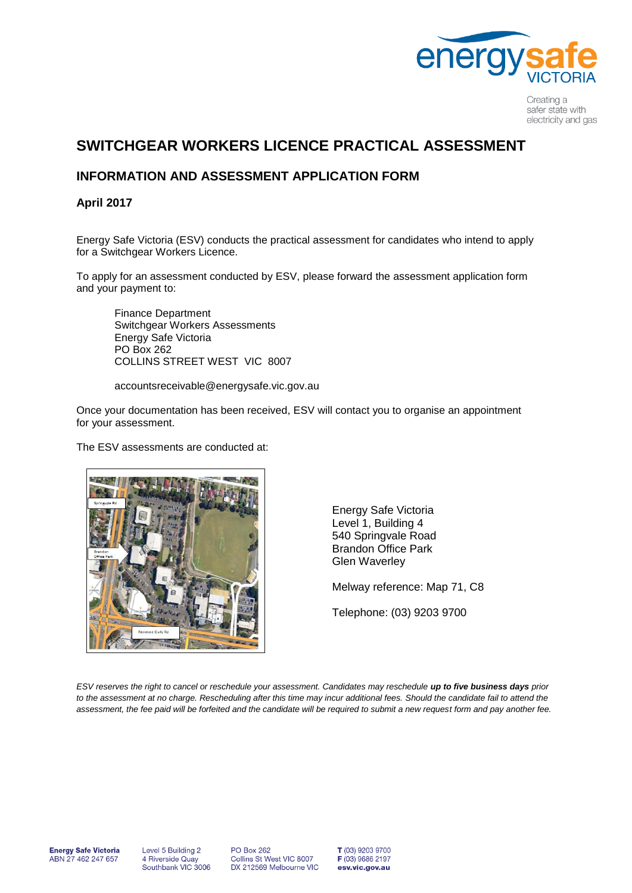# SWITCHGEAR WORKERS LICENCE PRACTICAL ASSESSMENT

## INFORMATION AND ASSESSMENT APPLICATION FORM

### April 2017

Energy Safe Victoria (ESV) conducts the practical assessment for candidates who intend to apply for a Switchgear Workers Licence.

To apply for an assessment conducted by ESV, please forward the assessment application form and your payment to:

Finance Department
Switchgear Workers Assessments
Energy Safe Victoria
PO Box 262
COLLINS STREET WEST VIC 8007

accountsreceivable@energysafe.vic.gov.au

Once your documentation has been received, ESV will contact you to organise an appointment for your assessment.

The ESV assessments are conducted at:

Energy Safe Victoria
Level 1, Building 4
540 Springvale Road
Brandon Office Park
Glen Waverley

Melway reference: Map 71, C8

Telephone: (03) 9203 9700

*ESV reserves the right to cancel or reschedule your assessment. Candidates may reschedule **up to five business days** prior to the assessment at no charge. Rescheduling after this time may incur additional fees. Should the candidate fail to attend the assessment, the fee paid will be forfeited and the candidate will be required to submit a new request form and pay another fee.*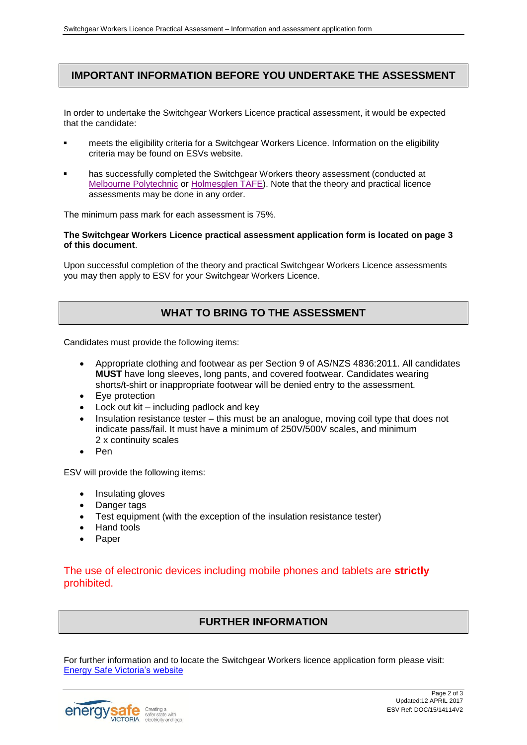## IMPORTANT INFORMATION BEFORE YOU UNDERTAKE THE ASSESSMENT

In order to undertake the Switchgear Workers Licence practical assessment, it would be expected that the candidate:

- meets the eligibility criteria for a Switchgear Workers Licence. Information on the eligibility criteria may be found on ESVs website.
- has successfully completed the Switchgear Workers theory assessment (conducted at Melbourne Polytechnic or Holmesglen TAFE). Note that the theory and practical licence assessments may be done in any order.

The minimum pass mark for each assessment is 75%.

**The Switchgear Workers Licence practical assessment application form is located on page 3 of this document**.

Upon successful completion of the theory and practical Switchgear Workers Licence assessments you may then apply to ESV for your Switchgear Workers Licence.

## WHAT TO BRING TO THE ASSESSMENT

Candidates must provide the following items:

- Appropriate clothing and footwear as per Section 9 of AS/NZS 4836:2011. All candidates **MUST** have long sleeves, long pants, and covered footwear. Candidates wearing shorts/t-shirt or inappropriate footwear will be denied entry to the assessment.
- Eye protection
- Lock out kit – including padlock and key
- Insulation resistance tester – this must be an analogue, moving coil type that does not indicate pass/fail. It must have a minimum of 250V/500V scales, and minimum 2 x continuity scales
- Pen

ESV will provide the following items:

- Insulating gloves
- Danger tags
- Test equipment (with the exception of the insulation resistance tester)
- Hand tools
- Paper

The use of electronic devices including mobile phones and tablets are **strictly** prohibited.

## FURTHER INFORMATION

For further information and to locate the Switchgear Workers licence application form please visit: Energy Safe Victoria's website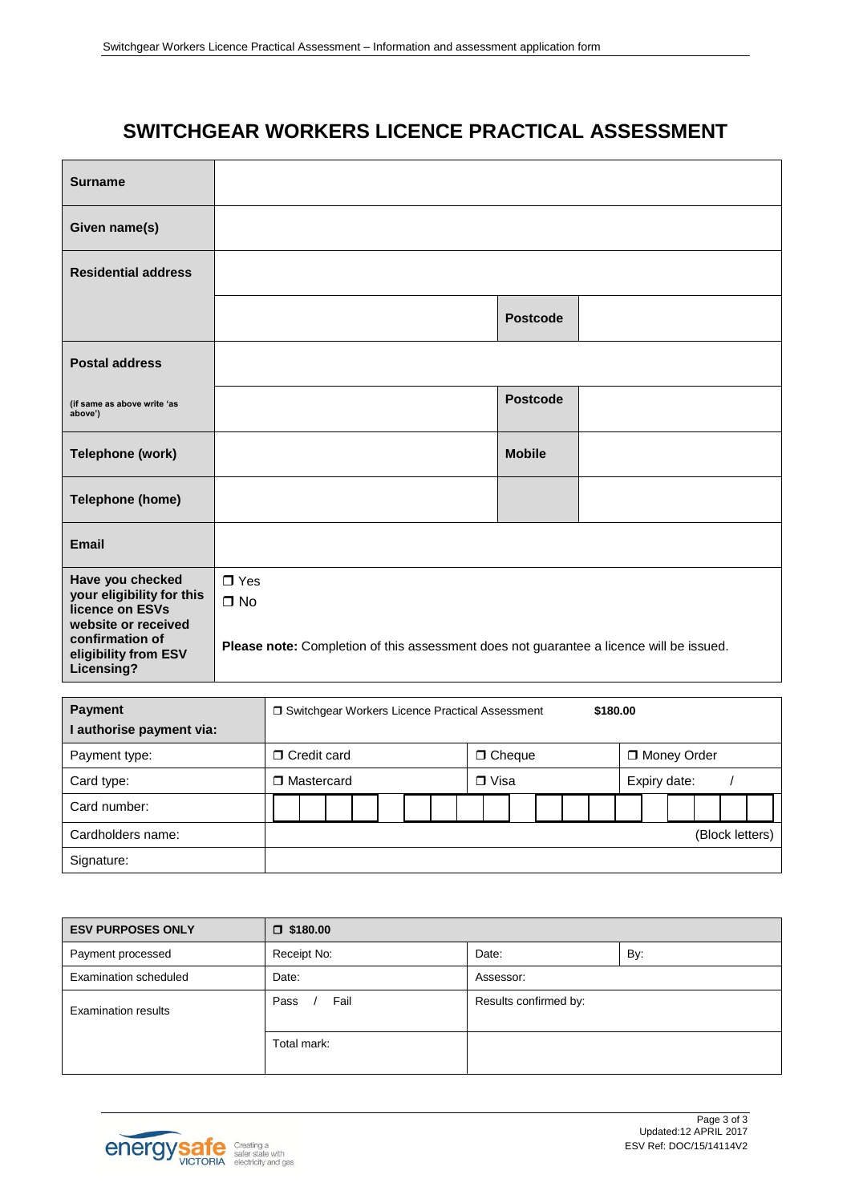# SWITCHGEAR WORKERS LICENCE PRACTICAL ASSESSMENT

| | | | |
|---|---|---|---|
| **Surname** | | | |
| **Given name(s)** | | | |
| **Residential address** | | | |
| | | **Postcode** | |
| **Postal address** | | | |
| (if same as above write 'as above') | | **Postcode** | |
| **Telephone (work)** | | **Mobile** | |
| **Telephone (home)** | | | |
| **Email** | | | |
| **Have you checked your eligibility for this licence on ESVs website or received confirmation of eligibility from ESV Licensing?** | ❒ Yes<br>❒ No<br><br>**Please note:** Completion of this assessment does not guarantee a licence will be issued. | | |

| | | | |
|---|---|---|---|
| **Payment**<br>**I authorise payment via:** | ❒ Switchgear Workers Licence Practical Assessment **$180.00** | | |
| Payment type: | ❒ Credit card | ❒ Cheque | ❒ Money Order |
| Card type: | ❒ Mastercard | ❒ Visa | Expiry date: / |
| Card number: | | | |
| Cardholders name: | (Block letters) | | |
| Signature: | | | |

| | | | |
|---|---|---|---|
| **ESV PURPOSES ONLY** | ❒ **$180.00** | | |
| Payment processed | Receipt No: | Date: | By: |
| Examination scheduled | Date: | Assessor: | |
| Examination results | Pass / Fail | Results confirmed by: | |
| | Total mark: | | |

ESV Ref: DOC/15/14114V2